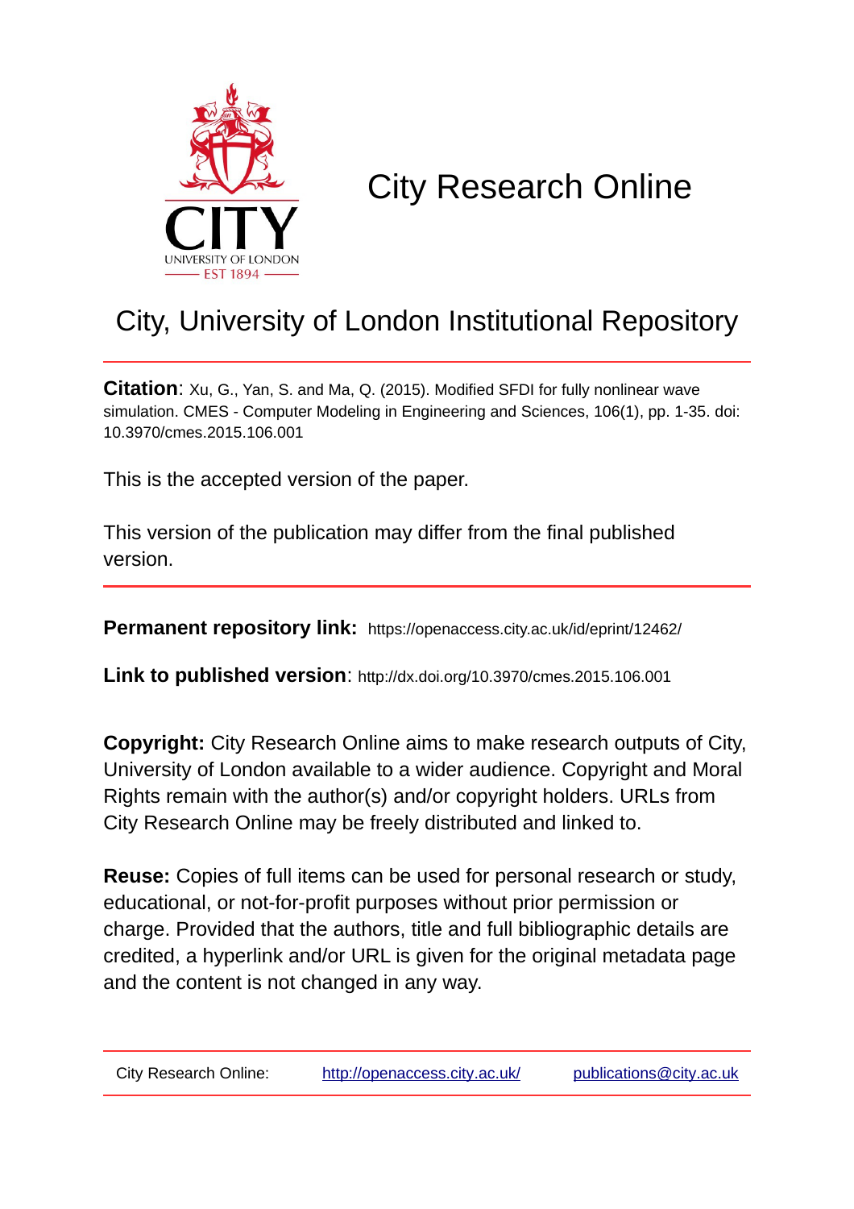CITY
UNIVERSITY OF LONDON
EST 1894

# City Research Online

## City, University of London Institutional Repository

**Citation**: Xu, G., Yan, S. and Ma, Q. (2015). Modified SFDI for fully nonlinear wave simulation. CMES - Computer Modeling in Engineering and Sciences, 106(1), pp. 1-35. doi: 10.3970/cmes.2015.106.001

This is the accepted version of the paper.

This version of the publication may differ from the final published version.

**Permanent repository link:** https://openaccess.city.ac.uk/id/eprint/12462/

**Link to published version**: http://dx.doi.org/10.3970/cmes.2015.106.001

**Copyright:** City Research Online aims to make research outputs of City, University of London available to a wider audience. Copyright and Moral Rights remain with the author(s) and/or copyright holders. URLs from City Research Online may be freely distributed and linked to.

**Reuse:** Copies of full items can be used for personal research or study, educational, or not-for-profit purposes without prior permission or charge. Provided that the authors, title and full bibliographic details are credited, a hyperlink and/or URL is given for the original metadata page and the content is not changed in any way.

City Research Online: http://openaccess.city.ac.uk/ publications@city.ac.uk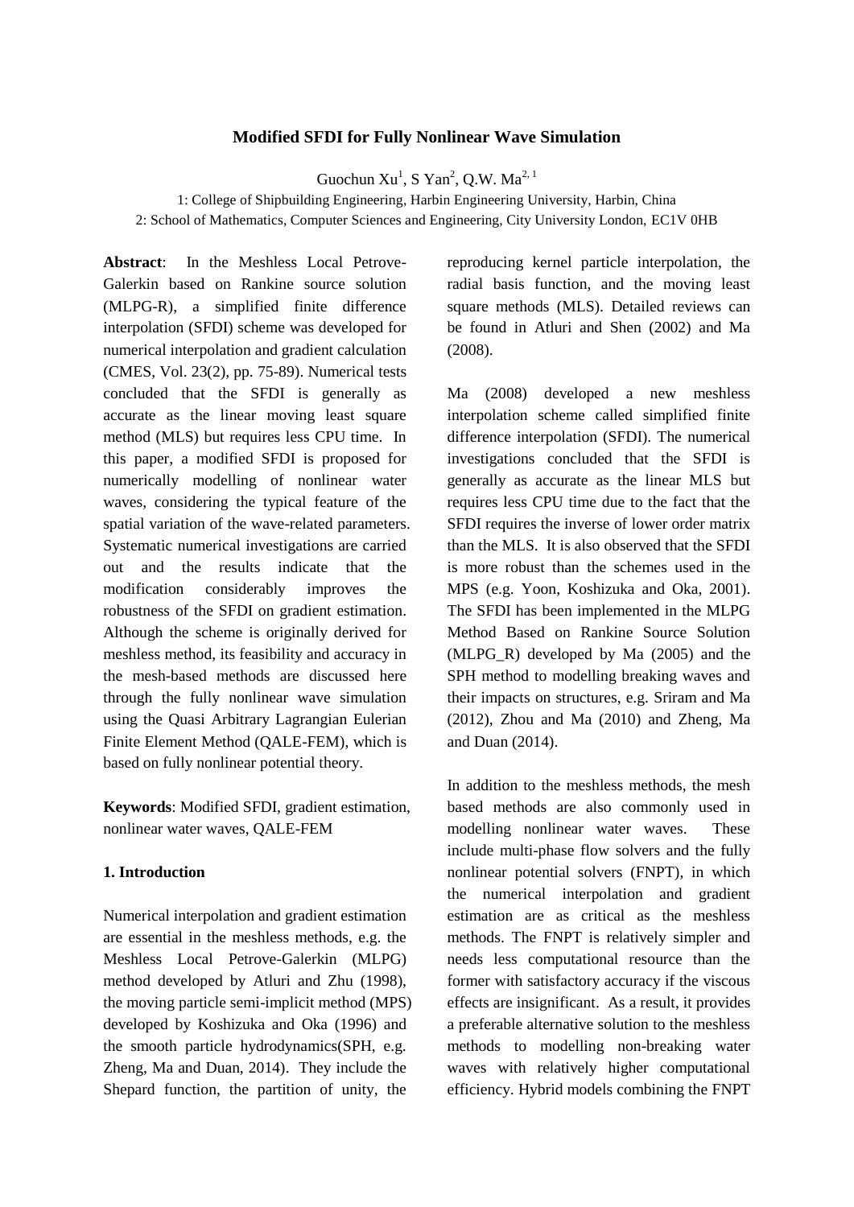# Modified SFDI for Fully Nonlinear Wave Simulation

Guochun Xu[1], S Yan[2], Q.W. Ma[2, 1]

1: College of Shipbuilding Engineering, Harbin Engineering University, Harbin, China

2: School of Mathematics, Computer Sciences and Engineering, City University London, EC1V 0HB

**Abstract**: In the Meshless Local Petrove-Galerkin based on Rankine source solution (MLPG-R), a simplified finite difference interpolation (SFDI) scheme was developed for numerical interpolation and gradient calculation (CMES, Vol. 23(2), pp. 75-89). Numerical tests concluded that the SFDI is generally as accurate as the linear moving least square method (MLS) but requires less CPU time. In this paper, a modified SFDI is proposed for numerically modelling of nonlinear water waves, considering the typical feature of the spatial variation of the wave-related parameters. Systematic numerical investigations are carried out and the results indicate that the modification considerably improves the robustness of the SFDI on gradient estimation. Although the scheme is originally derived for meshless method, its feasibility and accuracy in the mesh-based methods are discussed here through the fully nonlinear wave simulation using the Quasi Arbitrary Lagrangian Eulerian Finite Element Method (QALE-FEM), which is based on fully nonlinear potential theory.

**Keywords**: Modified SFDI, gradient estimation, nonlinear water waves, QALE-FEM

## 1. Introduction

Numerical interpolation and gradient estimation are essential in the meshless methods, e.g. the Meshless Local Petrove-Galerkin (MLPG) method developed by Atluri and Zhu (1998), the moving particle semi-implicit method (MPS) developed by Koshizuka and Oka (1996) and the smooth particle hydrodynamics(SPH, e.g. Zheng, Ma and Duan, 2014). They include the Shepard function, the partition of unity, the reproducing kernel particle interpolation, the radial basis function, and the moving least square methods (MLS). Detailed reviews can be found in Atluri and Shen (2002) and Ma (2008).

Ma (2008) developed a new meshless interpolation scheme called simplified finite difference interpolation (SFDI). The numerical investigations concluded that the SFDI is generally as accurate as the linear MLS but requires less CPU time due to the fact that the SFDI requires the inverse of lower order matrix than the MLS. It is also observed that the SFDI is more robust than the schemes used in the MPS (e.g. Yoon, Koshizuka and Oka, 2001). The SFDI has been implemented in the MLPG Method Based on Rankine Source Solution (MLPG_R) developed by Ma (2005) and the SPH method to modelling breaking waves and their impacts on structures, e.g. Sriram and Ma (2012), Zhou and Ma (2010) and Zheng, Ma and Duan (2014).

In addition to the meshless methods, the mesh based methods are also commonly used in modelling nonlinear water waves. These include multi-phase flow solvers and the fully nonlinear potential solvers (FNPT), in which the numerical interpolation and gradient estimation are as critical as the meshless methods. The FNPT is relatively simpler and needs less computational resource than the former with satisfactory accuracy if the viscous effects are insignificant. As a result, it provides a preferable alternative solution to the meshless methods to modelling non-breaking water waves with relatively higher computational efficiency. Hybrid models combining the FNPT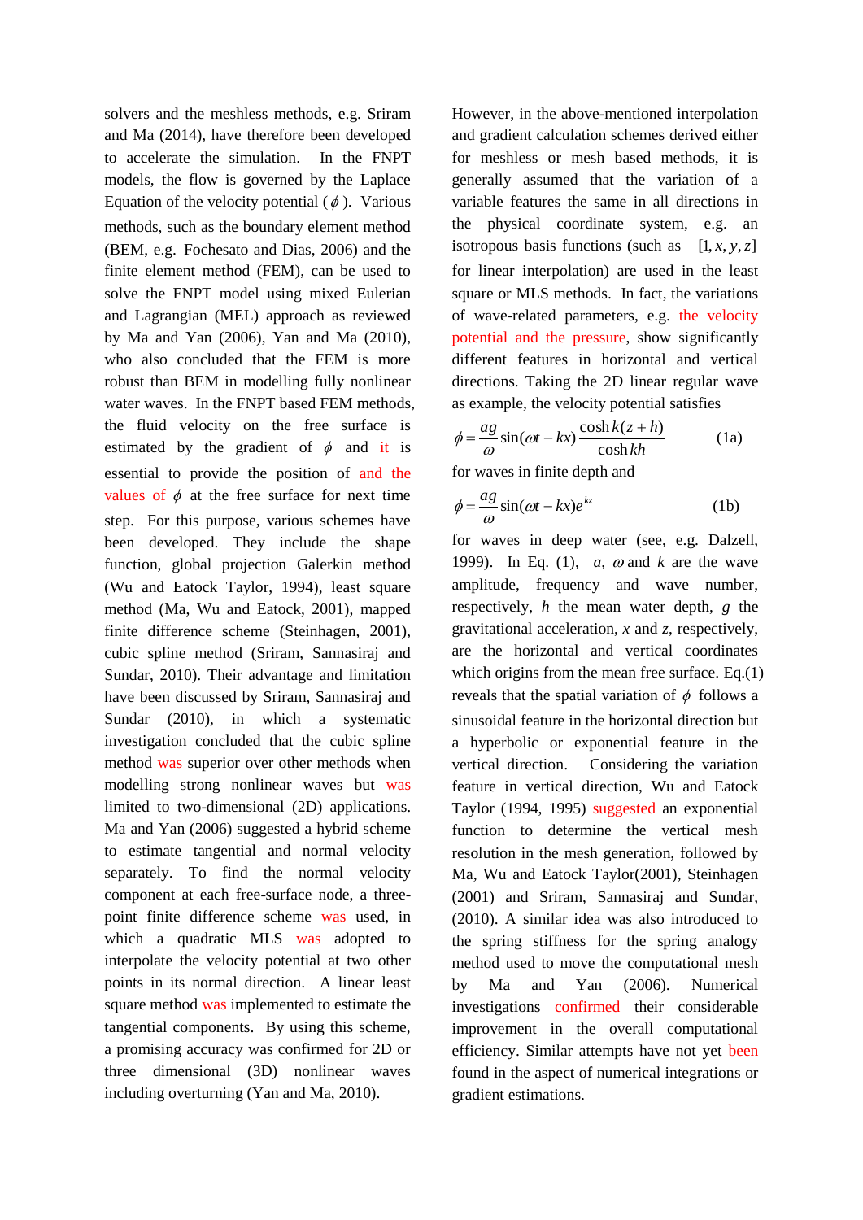solvers and the meshless methods, e.g. Sriram and Ma (2014), have therefore been developed to accelerate the simulation. In the FNPT models, the flow is governed by the Laplace Equation of the velocity potential ($\phi$). Various methods, such as the boundary element method (BEM, e.g. Fochesato and Dias, 2006) and the finite element method (FEM), can be used to solve the FNPT model using mixed Eulerian and Lagrangian (MEL) approach as reviewed by Ma and Yan (2006), Yan and Ma (2010), who also concluded that the FEM is more robust than BEM in modelling fully nonlinear water waves. In the FNPT based FEM methods, the fluid velocity on the free surface is estimated by the gradient of $\phi$ and it is essential to provide the position of and the values of $\phi$ at the free surface for next time step. For this purpose, various schemes have been developed. They include the shape function, global projection Galerkin method (Wu and Eatock Taylor, 1994), least square method (Ma, Wu and Eatock, 2001), mapped finite difference scheme (Steinhagen, 2001), cubic spline method (Sriram, Sannasiraj and Sundar, 2010). Their advantage and limitation have been discussed by Sriram, Sannasiraj and Sundar (2010), in which a systematic investigation concluded that the cubic spline method was superior over other methods when modelling strong nonlinear waves but was limited to two-dimensional (2D) applications. Ma and Yan (2006) suggested a hybrid scheme to estimate tangential and normal velocity separately. To find the normal velocity component at each free-surface node, a three-point finite difference scheme was used, in which a quadratic MLS was adopted to interpolate the velocity potential at two other points in its normal direction. A linear least square method was implemented to estimate the tangential components. By using this scheme, a promising accuracy was confirmed for 2D or three dimensional (3D) nonlinear waves including overturning (Yan and Ma, 2010).

However, in the above-mentioned interpolation and gradient calculation schemes derived either for meshless or mesh based methods, it is generally assumed that the variation of a variable features the same in all directions in the physical coordinate system, e.g. an isotropous basis functions (such as $[1, x, y, z]$ for linear interpolation) are used in the least square or MLS methods. In fact, the variations of wave-related parameters, e.g. the velocity potential and the pressure, show significantly different features in horizontal and vertical directions. Taking the 2D linear regular wave as example, the velocity potential satisfies

$$\phi = \frac{ag}{\omega} \sin(\omega t - kx) \frac{\cosh k(z+h)}{\cosh kh} \tag{1a}$$

for waves in finite depth and

$$\phi = \frac{ag}{\omega} \sin(\omega t - kx) e^{kz} \tag{1b}$$

for waves in deep water (see, e.g. Dalzell, 1999). In Eq. (1), $a$, $\omega$ and $k$ are the wave amplitude, frequency and wave number, respectively, $h$ the mean water depth, $g$ the gravitational acceleration, $x$ and $z$, respectively, are the horizontal and vertical coordinates which origins from the mean free surface. Eq.(1) reveals that the spatial variation of $\phi$ follows a sinusoidal feature in the horizontal direction but a hyperbolic or exponential feature in the vertical direction. Considering the variation feature in vertical direction, Wu and Eatock Taylor (1994, 1995) suggested an exponential function to determine the vertical mesh resolution in the mesh generation, followed by Ma, Wu and Eatock Taylor(2001), Steinhagen (2001) and Sriram, Sannasiraj and Sundar, (2010). A similar idea was also introduced to the spring stiffness for the spring analogy method used to move the computational mesh by Ma and Yan (2006). Numerical investigations confirmed their considerable improvement in the overall computational efficiency. Similar attempts have not yet been found in the aspect of numerical integrations or gradient estimations.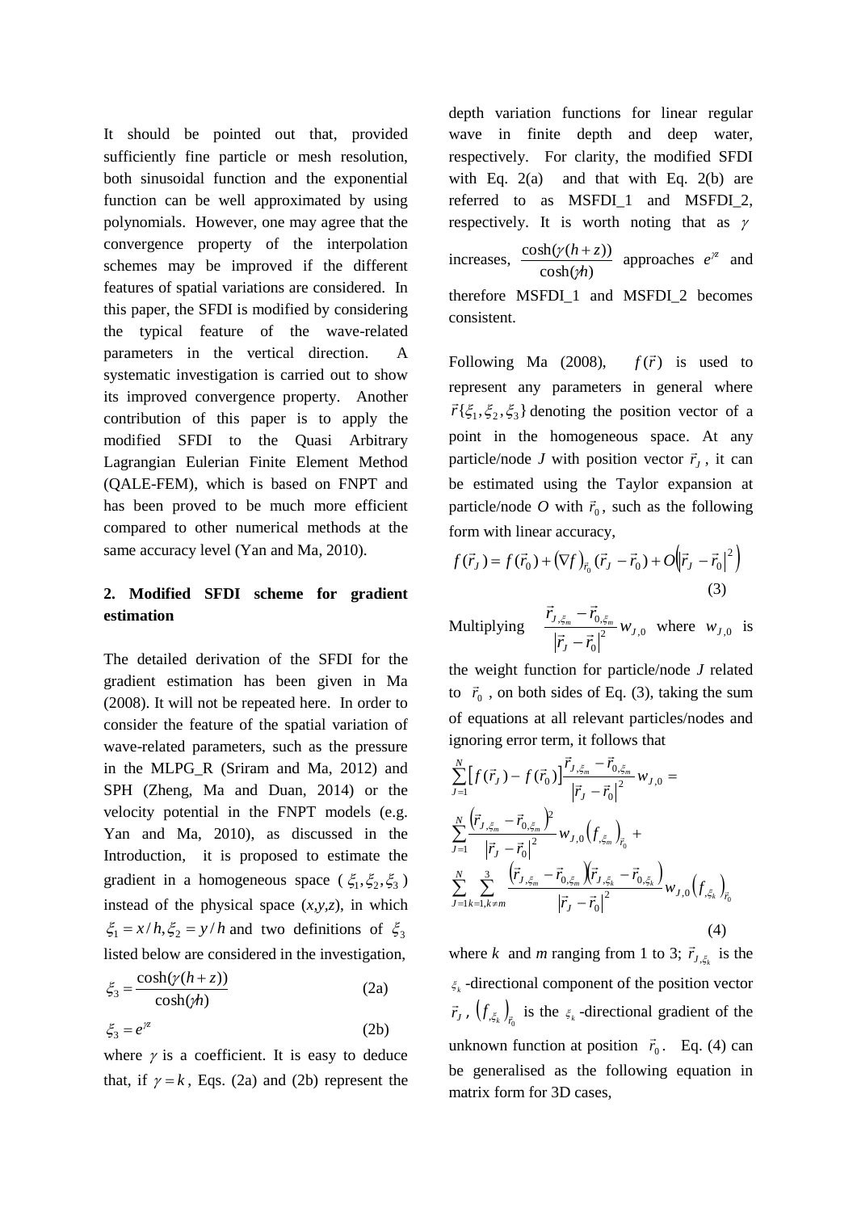It should be pointed out that, provided sufficiently fine particle or mesh resolution, both sinusoidal function and the exponential function can be well approximated by using polynomials. However, one may agree that the convergence property of the interpolation schemes may be improved if the different features of spatial variations are considered. In this paper, the SFDI is modified by considering the typical feature of the wave-related parameters in the vertical direction. A systematic investigation is carried out to show its improved convergence property. Another contribution of this paper is to apply the modified SFDI to the Quasi Arbitrary Lagrangian Eulerian Finite Element Method (QALE-FEM), which is based on FNPT and has been proved to be much more efficient compared to other numerical methods at the same accuracy level (Yan and Ma, 2010).

## 2. Modified SFDI scheme for gradient estimation

The detailed derivation of the SFDI for the gradient estimation has been given in Ma (2008). It will not be repeated here. In order to consider the feature of the spatial variation of wave-related parameters, such as the pressure in the MLPG_R (Sriram and Ma, 2012) and SPH (Zheng, Ma and Duan, 2014) or the velocity potential in the FNPT models (e.g. Yan and Ma, 2010), as discussed in the Introduction, it is proposed to estimate the gradient in a homogeneous space ($\xi_1, \xi_2, \xi_3$) instead of the physical space ($x$,$y$,$z$), in which $\xi_1 = x/h, \xi_2 = y/h$ and two definitions of $\xi_3$ listed below are considered in the investigation,

$$\xi_3 = \frac{\cosh(\gamma(h+z))}{\cosh(\gamma h)} \tag{2a}$$

$$\xi_3 = e^{\gamma z} \tag{2b}$$

where $\gamma$ is a coefficient. It is easy to deduce that, if $\gamma = k$, Eqs. (2a) and (2b) represent the depth variation functions for linear regular wave in finite depth and deep water, respectively. For clarity, the modified SFDI with Eq. 2(a) and that with Eq. 2(b) are referred to as MSFDI_1 and MSFDI_2, respectively. It is worth noting that as $\gamma$ increases, $\frac{\cosh(\gamma(h+z))}{\cosh(\gamma h)}$ approaches $e^{\gamma z}$ and therefore MSFDI_1 and MSFDI_2 becomes consistent.

Following Ma (2008), $f(\vec{r})$ is used to represent any parameters in general where $\vec{r}\{\xi_1, \xi_2, \xi_3\}$ denoting the position vector of a point in the homogeneous space. At any particle/node $J$ with position vector $\vec{r}_J$, it can be estimated using the Taylor expansion at particle/node $O$ with $\vec{r}_0$, such as the following form with linear accuracy,

$$f(\vec{r}_J) = f(\vec{r}_0) + (\nabla f)_{\vec{r}_0}(\vec{r}_J - \vec{r}_0) + O\left(|\vec{r}_J - \vec{r}_0|^2\right) \tag{3}$$

Multiplying $\frac{\vec{r}_{J,\xi_m} - \vec{r}_{0,\xi_m}}{|\vec{r}_J - \vec{r}_0|^2} w_{J,0}$ where $w_{J,0}$ is the weight function for particle/node $J$ related to $\vec{r}_0$, on both sides of Eq. (3), taking the sum of equations at all relevant particles/nodes and ignoring error term, it follows that

$$\sum_{J=1}^{N}\left[f(\vec{r}_J) - f(\vec{r}_0)\right]\frac{\vec{r}_{J,\xi_m} - \vec{r}_{0,\xi_m}}{|\vec{r}_J - \vec{r}_0|^2} w_{J,0} = \sum_{J=1}^{N}\frac{\left(\vec{r}_{J,\xi_m} - \vec{r}_{0,\xi_m}\right)^2}{|\vec{r}_J - \vec{r}_0|^2} w_{J,0}\left(f_{,\xi_m}\right)_{\vec{r}_0} + \sum_{J=1}^{N}\sum_{k=1,k\neq m}^{3}\frac{\left(\vec{r}_{J,\xi_m} - \vec{r}_{0,\xi_m}\right)\left(\vec{r}_{J,\xi_k} - \vec{r}_{0,\xi_k}\right)}{|\vec{r}_J - \vec{r}_0|^2} w_{J,0}\left(f_{,\xi_k}\right)_{\vec{r}_0} \tag{4}$$

where $k$ and $m$ ranging from 1 to 3; $\vec{r}_{J,\xi_k}$ is the $\xi_k$-directional component of the position vector $\vec{r}_J$, $\left(f_{,\xi_k}\right)_{\vec{r}_0}$ is the $\xi_k$-directional gradient of the unknown function at position $\vec{r}_0$. Eq. (4) can be generalised as the following equation in matrix form for 3D cases,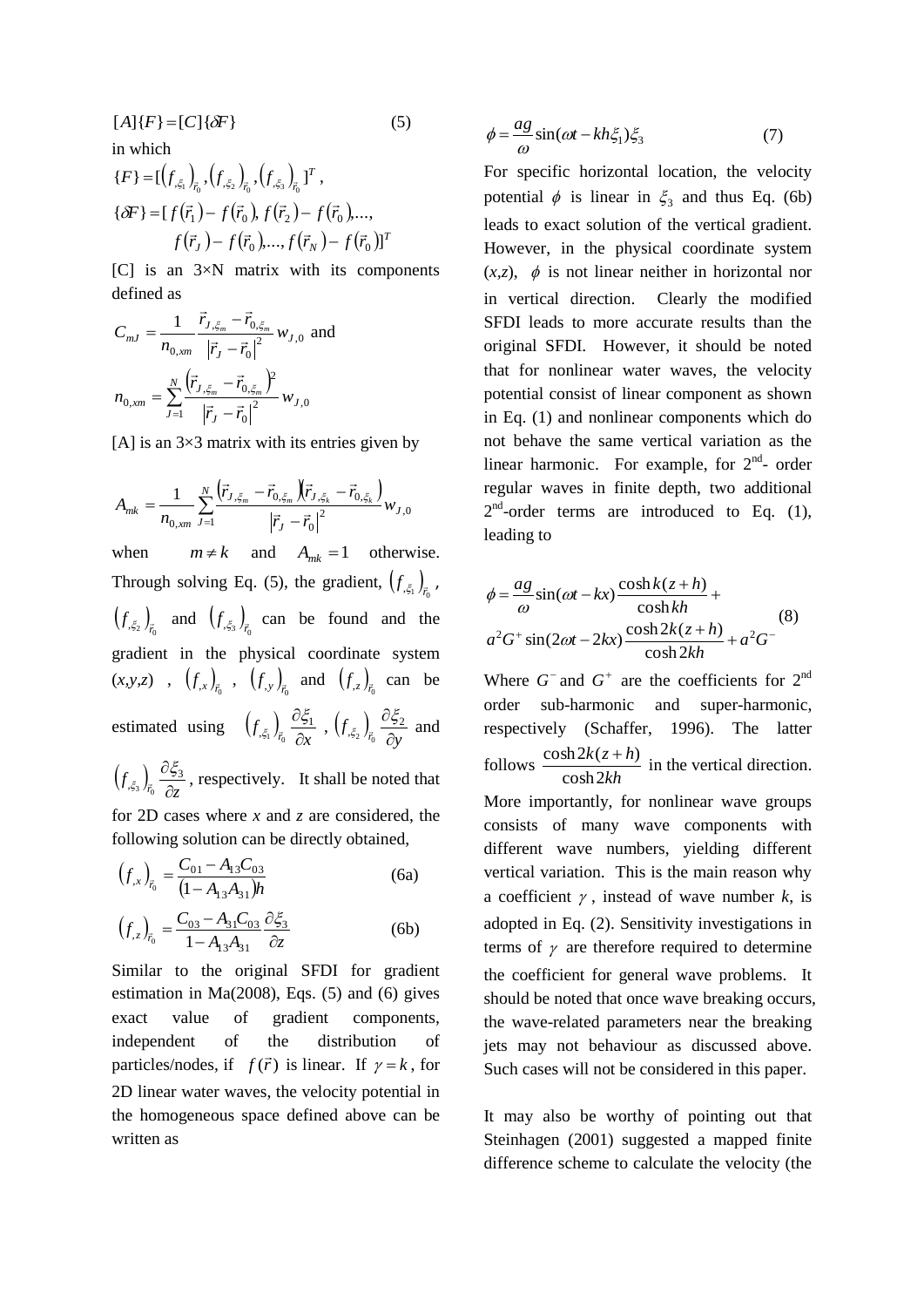$$[A]\{F\} = [C]\{\delta F\} \quad (5)$$

in which

$$\{F\} = [\left(f_{,\xi_1}\right)_{\vec{r}_0}, \left(f_{,\xi_2}\right)_{\vec{r}_0}, \left(f_{,\xi_3}\right)_{\vec{r}_0}]^T,$$

$$\{\delta F\} = [\, f(\vec{r}_1) - f(\vec{r}_0),\, f(\vec{r}_2) - f(\vec{r}_0), \ldots, f(\vec{r}_J) - f(\vec{r}_0), \ldots, f(\vec{r}_N) - f(\vec{r}_0)]^T$$

[C] is an 3×N matrix with its components defined as

$$C_{mJ} = \frac{1}{n_{0,xm}} \frac{\vec{r}_{J,\xi_m} - \vec{r}_{0,\xi_m}}{\left|\vec{r}_J - \vec{r}_0\right|^2} w_{J,0} \text{ and}$$

$$n_{0,xm} = \sum_{J=1}^{N} \frac{\left(\vec{r}_{J,\xi_m} - \vec{r}_{0,\xi_m}\right)^2}{\left|\vec{r}_J - \vec{r}_0\right|^2} w_{J,0}$$

[A] is an 3×3 matrix with its entries given by

$$A_{mk} = \frac{1}{n_{0,xm}} \sum_{J=1}^{N} \frac{\left(\vec{r}_{J,\xi_m} - \vec{r}_{0,\xi_m}\right)\left(\vec{r}_{J,\xi_k} - \vec{r}_{0,\xi_k}\right)}{\left|\vec{r}_J - \vec{r}_0\right|^2} w_{J,0}$$

when $m \neq k$ and $A_{mk} = 1$ otherwise. Through solving Eq. (5), the gradient, $\left(f_{,\xi_1}\right)_{\vec{r}_0}$, $\left(f_{,\xi_2}\right)_{\vec{r}_0}$ and $\left(f_{,\xi_3}\right)_{\vec{r}_0}$ can be found and the gradient in the physical coordinate system (*x*,*y*,*z*), $\left(f_{,x}\right)_{\vec{r}_0}$, $\left(f_{,y}\right)_{\vec{r}_0}$ and $\left(f_{,z}\right)_{\vec{r}_0}$ can be estimated using $\left(f_{,\xi_1}\right)_{\vec{r}_0} \frac{\partial \xi_1}{\partial x}$, $\left(f_{,\xi_2}\right)_{\vec{r}_0} \frac{\partial \xi_2}{\partial y}$ and $\left(f_{,\xi_3}\right)_{\vec{r}_0} \frac{\partial \xi_3}{\partial z}$, respectively. It shall be noted that for 2D cases where *x* and *z* are considered, the following solution can be directly obtained,

$$\left(f_{,x}\right)_{\vec{r}_0} = \frac{C_{01} - A_{13}C_{03}}{\left(1 - A_{13}A_{31}\right)h} \quad (6a)$$

$$\left(f_{,z}\right)_{\vec{r}_0} = \frac{C_{03} - A_{31}C_{03}}{1 - A_{13}A_{31}} \frac{\partial \xi_3}{\partial z} \quad (6b)$$

Similar to the original SFDI for gradient estimation in Ma(2008), Eqs. (5) and (6) gives exact value of gradient components, independent of the distribution of particles/nodes, if $f(\vec{r})$ is linear. If $\gamma = k$, for 2D linear water waves, the velocity potential in the homogeneous space defined above can be written as

$$\phi = \frac{ag}{\omega} \sin(\omega t - kh\xi_1)\xi_3 \quad (7)$$

For specific horizontal location, the velocity potential $\phi$ is linear in $\xi_3$ and thus Eq. (6b) leads to exact solution of the vertical gradient. However, in the physical coordinate system (*x*,*z*), $\phi$ is not linear neither in horizontal nor in vertical direction. Clearly the modified SFDI leads to more accurate results than the original SFDI. However, it should be noted that for nonlinear water waves, the velocity potential consist of linear component as shown in Eq. (1) and nonlinear components which do not behave the same vertical variation as the linear harmonic. For example, for 2nd- order regular waves in finite depth, two additional 2nd-order terms are introduced to Eq. (1), leading to

$$\phi = \frac{ag}{\omega} \sin(\omega t - kx) \frac{\cosh k(z+h)}{\cosh kh} + a^2 G^+ \sin(2\omega t - 2kx) \frac{\cosh 2k(z+h)}{\cosh 2kh} + a^2 G^- \quad (8)$$

Where $G^-$ and $G^+$ are the coefficients for 2nd order sub-harmonic and super-harmonic, respectively (Schaffer, 1996). The latter follows $\frac{\cosh 2k(z+h)}{\cosh 2kh}$ in the vertical direction. More importantly, for nonlinear wave groups consists of many wave components with different wave numbers, yielding different vertical variation. This is the main reason why a coefficient $\gamma$, instead of wave number *k*, is adopted in Eq. (2). Sensitivity investigations in terms of $\gamma$ are therefore required to determine the coefficient for general wave problems. It should be noted that once wave breaking occurs, the wave-related parameters near the breaking jets may not behaviour as discussed above. Such cases will not be considered in this paper.

It may also be worthy of pointing out that Steinhagen (2001) suggested a mapped finite difference scheme to calculate the velocity (the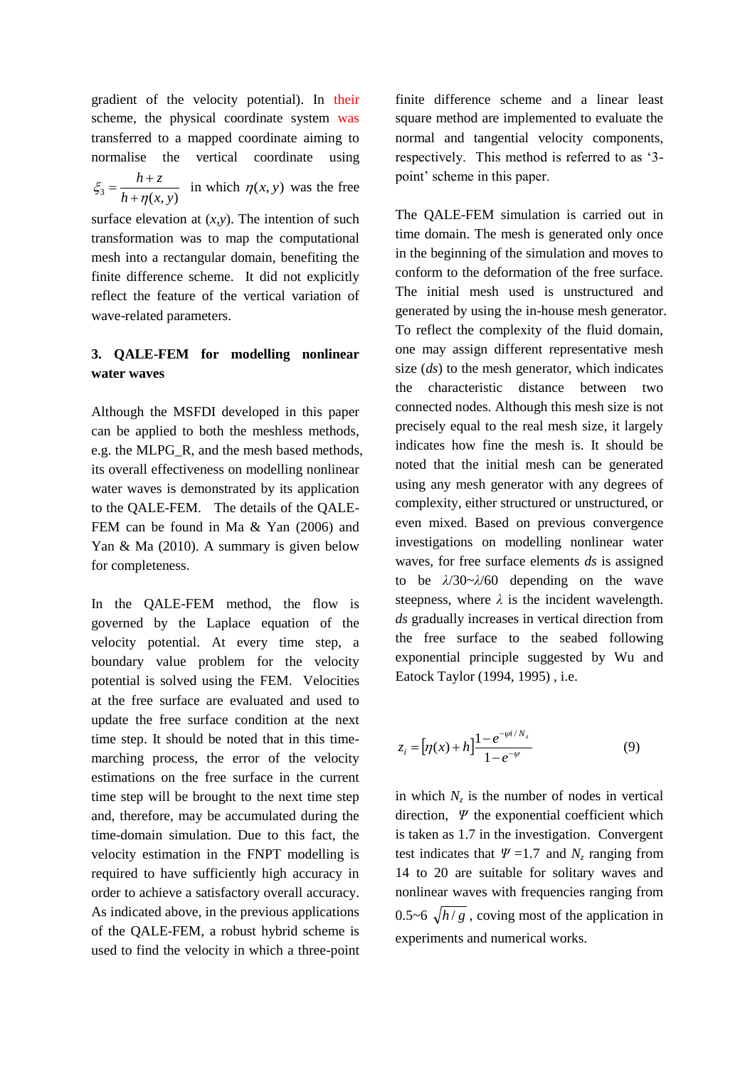gradient of the velocity potential). In their scheme, the physical coordinate system was transferred to a mapped coordinate aiming to normalise the vertical coordinate using $\xi_3 = \dfrac{h+z}{h+\eta(x,y)}$ in which $\eta(x,y)$ was the free surface elevation at $(x,y)$. The intention of such transformation was to map the computational mesh into a rectangular domain, benefiting the finite difference scheme. It did not explicitly reflect the feature of the vertical variation of wave-related parameters.

## 3. QALE-FEM for modelling nonlinear water waves

Although the MSFDI developed in this paper can be applied to both the meshless methods, e.g. the MLPG_R, and the mesh based methods, its overall effectiveness on modelling nonlinear water waves is demonstrated by its application to the QALE-FEM. The details of the QALE-FEM can be found in Ma & Yan (2006) and Yan & Ma (2010). A summary is given below for completeness.

In the QALE-FEM method, the flow is governed by the Laplace equation of the velocity potential. At every time step, a boundary value problem for the velocity potential is solved using the FEM. Velocities at the free surface are evaluated and used to update the free surface condition at the next time step. It should be noted that in this time-marching process, the error of the velocity estimations on the free surface in the current time step will be brought to the next time step and, therefore, may be accumulated during the time-domain simulation. Due to this fact, the velocity estimation in the FNPT modelling is required to have sufficiently high accuracy in order to achieve a satisfactory overall accuracy. As indicated above, in the previous applications of the QALE-FEM, a robust hybrid scheme is used to find the velocity in which a three-point finite difference scheme and a linear least square method are implemented to evaluate the normal and tangential velocity components, respectively. This method is referred to as '3-point' scheme in this paper.

The QALE-FEM simulation is carried out in time domain. The mesh is generated only once in the beginning of the simulation and moves to conform to the deformation of the free surface. The initial mesh used is unstructured and generated by using the in-house mesh generator. To reflect the complexity of the fluid domain, one may assign different representative mesh size (*ds*) to the mesh generator, which indicates the characteristic distance between two connected nodes. Although this mesh size is not precisely equal to the real mesh size, it largely indicates how fine the mesh is. It should be noted that the initial mesh can be generated using any mesh generator with any degrees of complexity, either structured or unstructured, or even mixed. Based on previous convergence investigations on modelling nonlinear water waves, for free surface elements *ds* is assigned to be $\lambda/30$~$\lambda/60$ depending on the wave steepness, where $\lambda$ is the incident wavelength. *ds* gradually increases in vertical direction from the free surface to the seabed following exponential principle suggested by Wu and Eatock Taylor (1994, 1995) , i.e.

$$z_i = [\eta(x)+h]\frac{1-e^{-\psi i/N_z}}{1-e^{-\psi}} \tag{9}$$

in which $N_z$ is the number of nodes in vertical direction, $\Psi$ the exponential coefficient which is taken as 1.7 in the investigation. Convergent test indicates that $\Psi=1.7$ and $N_z$ ranging from 14 to 20 are suitable for solitary waves and nonlinear waves with frequencies ranging from 0.5~6 $\sqrt{h/g}$, coving most of the application in experiments and numerical works.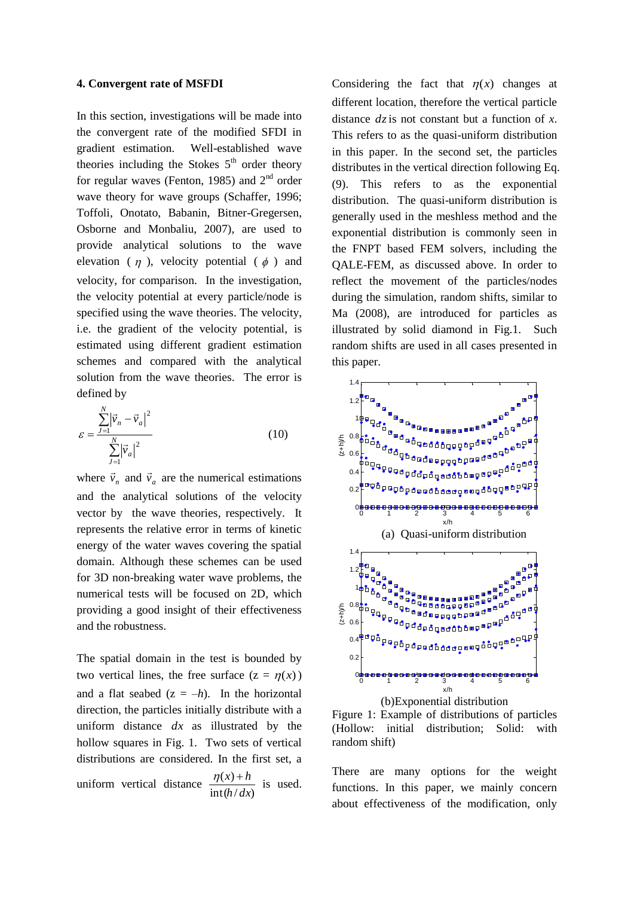## 4. Convergent rate of MSFDI

In this section, investigations will be made into the convergent rate of the modified SFDI in gradient estimation. Well-established wave theories including the Stokes 5[th] order theory for regular waves (Fenton, 1985) and 2[nd] order wave theory for wave groups (Schaffer, 1996; Toffoli, Onotato, Babanin, Bitner-Gregersen, Osborne and Monbaliu, 2007), are used to provide analytical solutions to the wave elevation ( $\eta$ ), velocity potential ( $\phi$ ) and velocity, for comparison. In the investigation, the velocity potential at every particle/node is specified using the wave theories. The velocity, i.e. the gradient of the velocity potential, is estimated using different gradient estimation schemes and compared with the analytical solution from the wave theories. The error is defined by

$$\varepsilon = \frac{\sum_{J=1}^{N} \left|\vec{v}_n - \vec{v}_a\right|^2}{\sum_{J=1}^{N} \left|\vec{v}_a\right|^2} \tag{10}$$

where $\vec{v}_n$ and $\vec{v}_a$ are the numerical estimations and the analytical solutions of the velocity vector by the wave theories, respectively. It represents the relative error in terms of kinetic energy of the water waves covering the spatial domain. Although these schemes can be used for 3D non-breaking water wave problems, the numerical tests will be focused on 2D, which providing a good insight of their effectiveness and the robustness.

The spatial domain in the test is bounded by two vertical lines, the free surface ($z = \eta(x)$) and a flat seabed ($z = -h$). In the horizontal direction, the particles initially distribute with a uniform distance $dx$ as illustrated by the hollow squares in Fig. 1. Two sets of vertical distributions are considered. In the first set, a uniform vertical distance $\frac{\eta(x)+h}{\text{int}(h/dx)}$ is used. Considering the fact that $\eta(x)$ changes at different location, therefore the vertical particle distance $dz$ is not constant but a function of $x$. This refers to as the quasi-uniform distribution in this paper. In the second set, the particles distributes in the vertical direction following Eq. (9). This refers to as the exponential distribution. The quasi-uniform distribution is generally used in the meshless method and the exponential distribution is commonly seen in the FNPT based FEM solvers, including the QALE-FEM, as discussed above. In order to reflect the movement of the particles/nodes during the simulation, random shifts, similar to Ma (2008), are introduced for particles as illustrated by solid diamond in Fig.1. Such random shifts are used in all cases presented in this paper.

(a) Quasi-uniform distribution

(b)Exponential distribution

Figure 1: Example of distributions of particles (Hollow: initial distribution; Solid: with random shift)

There are many options for the weight functions. In this paper, we mainly concern about effectiveness of the modification, only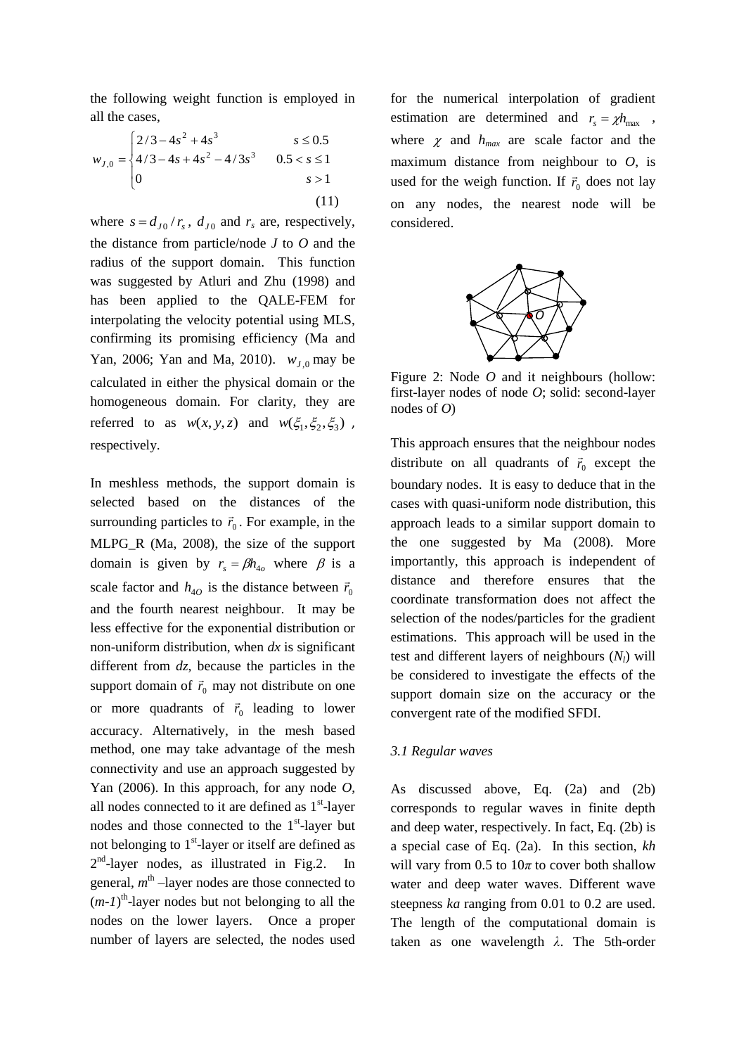the following weight function is employed in all the cases,

$$w_{J,0} = \begin{cases} 2/3 - 4s^2 + 4s^3 & s \le 0.5 \\ 4/3 - 4s + 4s^2 - 4/3s^3 & 0.5 < s \le 1 \\ 0 & s > 1 \end{cases} \tag{11}$$

where $s = d_{J0}/r_s$, $d_{J0}$ and $r_s$ are, respectively, the distance from particle/node $J$ to $O$ and the radius of the support domain. This function was suggested by Atluri and Zhu (1998) and has been applied to the QALE-FEM for interpolating the velocity potential using MLS, confirming its promising efficiency (Ma and Yan, 2006; Yan and Ma, 2010). $w_{J,0}$ may be calculated in either the physical domain or the homogeneous domain. For clarity, they are referred to as $w(x, y, z)$ and $w(\xi_1, \xi_2, \xi_3)$, respectively.

In meshless methods, the support domain is selected based on the distances of the surrounding particles to $\vec{r}_0$. For example, in the MLPG_R (Ma, 2008), the size of the support domain is given by $r_s = \beta h_{4o}$ where $\beta$ is a scale factor and $h_{4O}$ is the distance between $\vec{r}_0$ and the fourth nearest neighbour. It may be less effective for the exponential distribution or non-uniform distribution, when *dx* is significant different from *dz*, because the particles in the support domain of $\vec{r}_0$ may not distribute on one or more quadrants of $\vec{r}_0$ leading to lower accuracy. Alternatively, in the mesh based method, one may take advantage of the mesh connectivity and use an approach suggested by Yan (2006). In this approach, for any node *O*, all nodes connected to it are defined as 1st-layer nodes and those connected to the 1st-layer but not belonging to 1st-layer or itself are defined as 2nd-layer nodes, as illustrated in Fig.2. In general, $m^{th}$ –layer nodes are those connected to $(m-1)^{th}$-layer nodes but not belonging to all the nodes on the lower layers. Once a proper number of layers are selected, the nodes used for the numerical interpolation of gradient estimation are determined and $r_s = \chi h_{\max}$, where $\chi$ and $h_{max}$ are scale factor and the maximum distance from neighbour to *O*, is used for the weigh function. If $\vec{r}_0$ does not lay on any nodes, the nearest node will be considered.

Figure 2: Node *O* and it neighbours (hollow: first-layer nodes of node *O*; solid: second-layer nodes of *O*)

This approach ensures that the neighbour nodes distribute on all quadrants of $\vec{r}_0$ except the boundary nodes. It is easy to deduce that in the cases with quasi-uniform node distribution, this approach leads to a similar support domain to the one suggested by Ma (2008). More importantly, this approach is independent of distance and therefore ensures that the coordinate transformation does not affect the selection of the nodes/particles for the gradient estimations. This approach will be used in the test and different layers of neighbours ($N_l$) will be considered to investigate the effects of the support domain size on the accuracy or the convergent rate of the modified SFDI.

### *3.1 Regular waves*

As discussed above, Eq. (2a) and (2b) corresponds to regular waves in finite depth and deep water, respectively. In fact, Eq. (2b) is a special case of Eq. (2a). In this section, *kh* will vary from 0.5 to $10\pi$ to cover both shallow water and deep water waves. Different wave steepness *ka* ranging from 0.01 to 0.2 are used. The length of the computational domain is taken as one wavelength $\lambda$. The 5th-order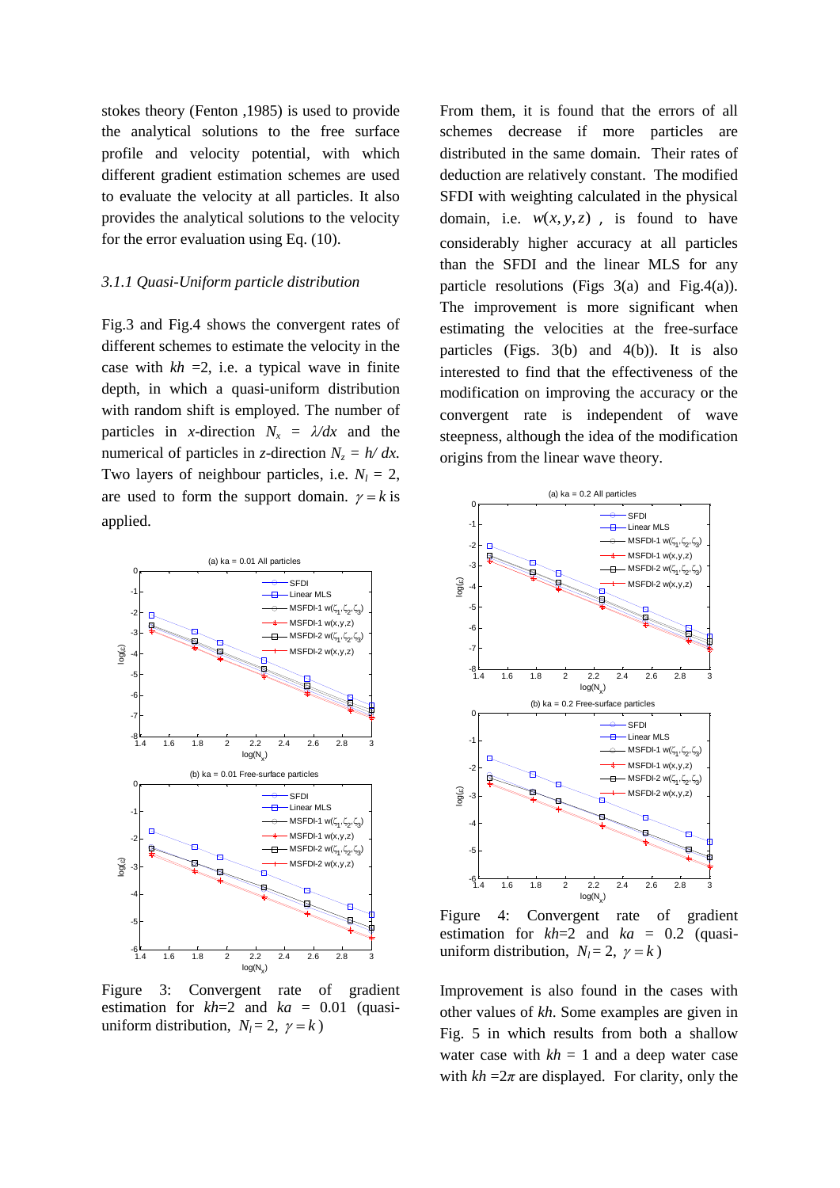stokes theory (Fenton ,1985) is used to provide the analytical solutions to the free surface profile and velocity potential, with which different gradient estimation schemes are used to evaluate the velocity at all particles. It also provides the analytical solutions to the velocity for the error evaluation using Eq. (10).

### *3.1.1 Quasi-Uniform particle distribution*

Fig.3 and Fig.4 shows the convergent rates of different schemes to estimate the velocity in the case with $kh$ =2, i.e. a typical wave in finite depth, in which a quasi-uniform distribution with random shift is employed. The number of particles in $x$-direction $N_x$ = $\lambda/dx$ and the numerical of particles in $z$-direction $N_z = h/dx$. Two layers of neighbour particles, i.e. $N_l$ = 2, are used to form the support domain. $\gamma = k$ is applied.

Figure 3: Convergent rate of gradient estimation for $kh$=2 and $ka$ = 0.01 (quasi-uniform distribution, $N_l$ = 2, $\gamma = k$ )

From them, it is found that the errors of all schemes decrease if more particles are distributed in the same domain. Their rates of deduction are relatively constant. The modified SFDI with weighting calculated in the physical domain, i.e. $w(x, y, z)$ , is found to have considerably higher accuracy at all particles than the SFDI and the linear MLS for any particle resolutions (Figs 3(a) and Fig.4(a)). The improvement is more significant when estimating the velocities at the free-surface particles (Figs. 3(b) and 4(b)). It is also interested to find that the effectiveness of the modification on improving the accuracy or the convergent rate is independent of wave steepness, although the idea of the modification origins from the linear wave theory.

Figure 4: Convergent rate of gradient estimation for $kh$=2 and $ka$ = 0.2 (quasi-uniform distribution, $N_l$ = 2, $\gamma = k$ )

Improvement is also found in the cases with other values of $kh$. Some examples are given in Fig. 5 in which results from both a shallow water case with $kh$ = 1 and a deep water case with $kh$ =2$\pi$ are displayed. For clarity, only the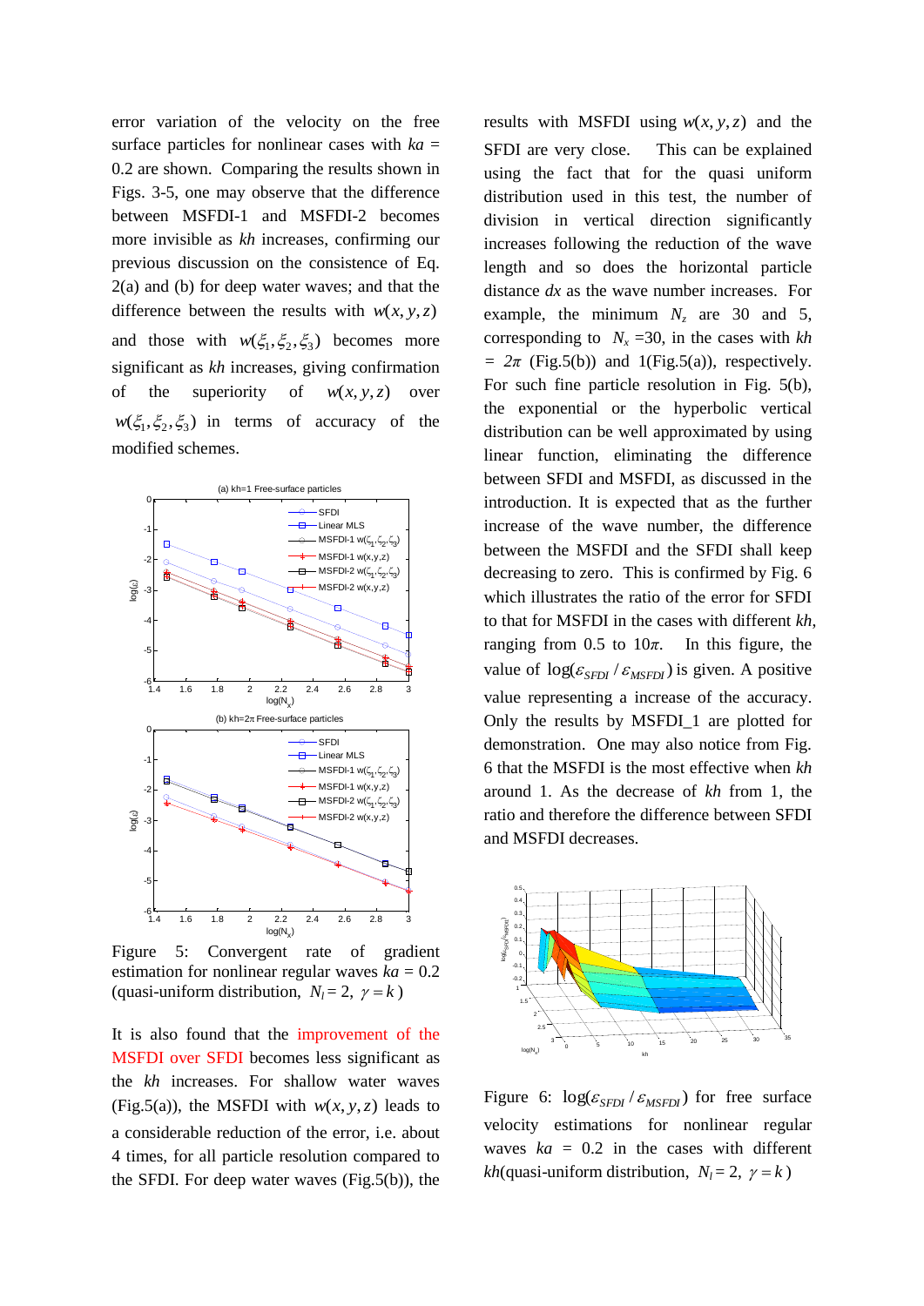error variation of the velocity on the free surface particles for nonlinear cases with $ka$ = 0.2 are shown. Comparing the results shown in Figs. 3-5, one may observe that the difference between MSFDI-1 and MSFDI-2 becomes more invisible as $kh$ increases, confirming our previous discussion on the consistence of Eq. 2(a) and (b) for deep water waves; and that the difference between the results with $w(x, y, z)$ and those with $w(\xi_1, \xi_2, \xi_3)$ becomes more significant as $kh$ increases, giving confirmation of the superiority of $w(x, y, z)$ over $w(\xi_1, \xi_2, \xi_3)$ in terms of accuracy of the modified schemes.

Figure 5: Convergent rate of gradient estimation for nonlinear regular waves $ka$ = 0.2 (quasi-uniform distribution, $N_l = 2$, $\gamma = k$)

It is also found that the improvement of the MSFDI over SFDI becomes less significant as the $kh$ increases. For shallow water waves (Fig.5(a)), the MSFDI with $w(x, y, z)$ leads to a considerable reduction of the error, i.e. about 4 times, for all particle resolution compared to the SFDI. For deep water waves (Fig.5(b)), the results with MSFDI using $w(x, y, z)$ and the SFDI are very close. This can be explained using the fact that for the quasi uniform distribution used in this test, the number of division in vertical direction significantly increases following the reduction of the wave length and so does the horizontal particle distance $dx$ as the wave number increases. For example, the minimum $N_z$ are 30 and 5, corresponding to $N_x$ =30, in the cases with $kh$ = $2\pi$ (Fig.5(b)) and 1(Fig.5(a)), respectively. For such fine particle resolution in Fig. 5(b), the exponential or the hyperbolic vertical distribution can be well approximated by using linear function, eliminating the difference between SFDI and MSFDI, as discussed in the introduction. It is expected that as the further increase of the wave number, the difference between the MSFDI and the SFDI shall keep decreasing to zero. This is confirmed by Fig. 6 which illustrates the ratio of the error for SFDI to that for MSFDI in the cases with different $kh$, ranging from 0.5 to $10\pi$. In this figure, the value of $\log(\varepsilon_{SFDI} / \varepsilon_{MSFDI})$ is given. A positive value representing a increase of the accuracy. Only the results by MSFDI_1 are plotted for demonstration. One may also notice from Fig. 6 that the MSFDI is the most effective when $kh$ around 1. As the decrease of $kh$ from 1, the ratio and therefore the difference between SFDI and MSFDI decreases.

Figure 6: $\log(\varepsilon_{SFDI} / \varepsilon_{MSFDI})$ for free surface velocity estimations for nonlinear regular waves $ka$ = 0.2 in the cases with different $kh$(quasi-uniform distribution, $N_l = 2$, $\gamma = k$)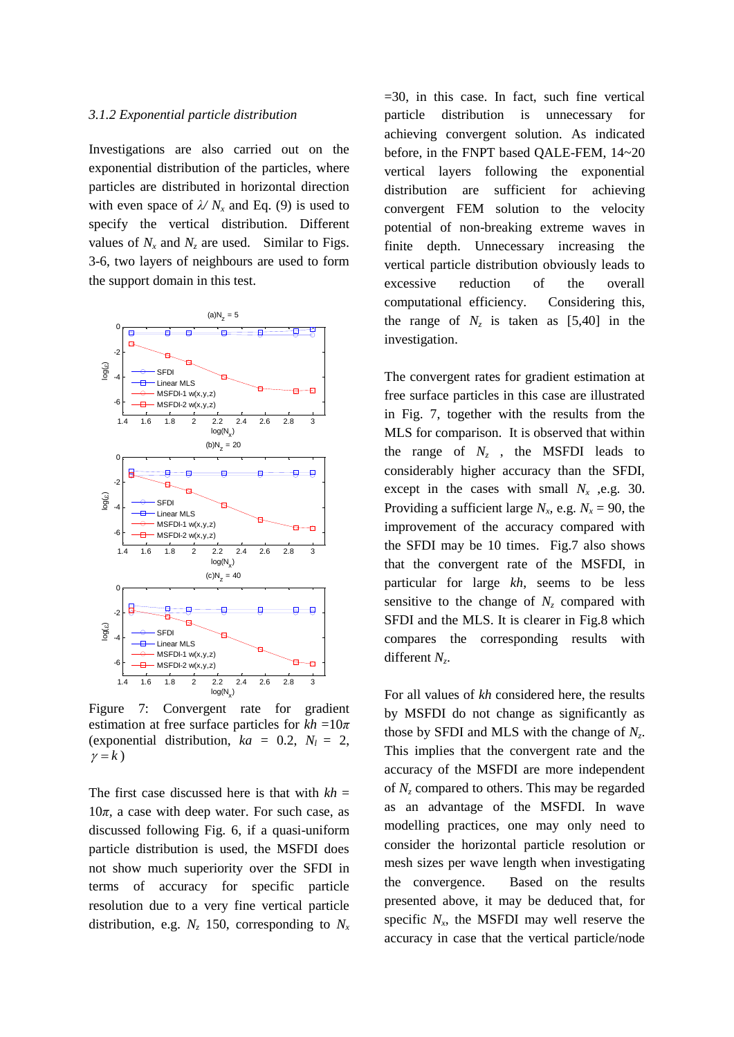*3.1.2 Exponential particle distribution*

Investigations are also carried out on the exponential distribution of the particles, where particles are distributed in horizontal direction with even space of $\lambda / N_x$ and Eq. (9) is used to specify the vertical distribution. Different values of $N_x$ and $N_z$ are used. Similar to Figs. 3-6, two layers of neighbours are used to form the support domain in this test.

Figure 7: Convergent rate for gradient estimation at free surface particles for $kh = 10\pi$ (exponential distribution, $ka = 0.2$, $N_l = 2$, $\gamma = k$)

The first case discussed here is that with $kh = 10\pi$, a case with deep water. For such case, as discussed following Fig. 6, if a quasi-uniform particle distribution is used, the MSFDI does not show much superiority over the SFDI in terms of accuracy for specific particle resolution due to a very fine vertical particle distribution, e.g. $N_z$ 150, corresponding to $N_x$ =30, in this case. In fact, such fine vertical particle distribution is unnecessary for achieving convergent solution. As indicated before, in the FNPT based QALE-FEM, 14~20 vertical layers following the exponential distribution are sufficient for achieving convergent FEM solution to the velocity potential of non-breaking extreme waves in finite depth. Unnecessary increasing the vertical particle distribution obviously leads to excessive reduction of the overall computational efficiency. Considering this, the range of $N_z$ is taken as [5,40] in the investigation.

The convergent rates for gradient estimation at free surface particles in this case are illustrated in Fig. 7, together with the results from the MLS for comparison. It is observed that within the range of $N_z$ , the MSFDI leads to considerably higher accuracy than the SFDI, except in the cases with small $N_x$ ,e.g. 30. Providing a sufficient large $N_x$, e.g. $N_x$ = 90, the improvement of the accuracy compared with the SFDI may be 10 times. Fig.7 also shows that the convergent rate of the MSFDI, in particular for large $kh$, seems to be less sensitive to the change of $N_z$ compared with SFDI and the MLS. It is clearer in Fig.8 which compares the corresponding results with different $N_z$.

For all values of $kh$ considered here, the results by MSFDI do not change as significantly as those by SFDI and MLS with the change of $N_z$. This implies that the convergent rate and the accuracy of the MSFDI are more independent of $N_z$ compared to others. This may be regarded as an advantage of the MSFDI. In wave modelling practices, one may only need to consider the horizontal particle resolution or mesh sizes per wave length when investigating the convergence. Based on the results presented above, it may be deduced that, for specific $N_x$, the MSFDI may well reserve the accuracy in case that the vertical particle/node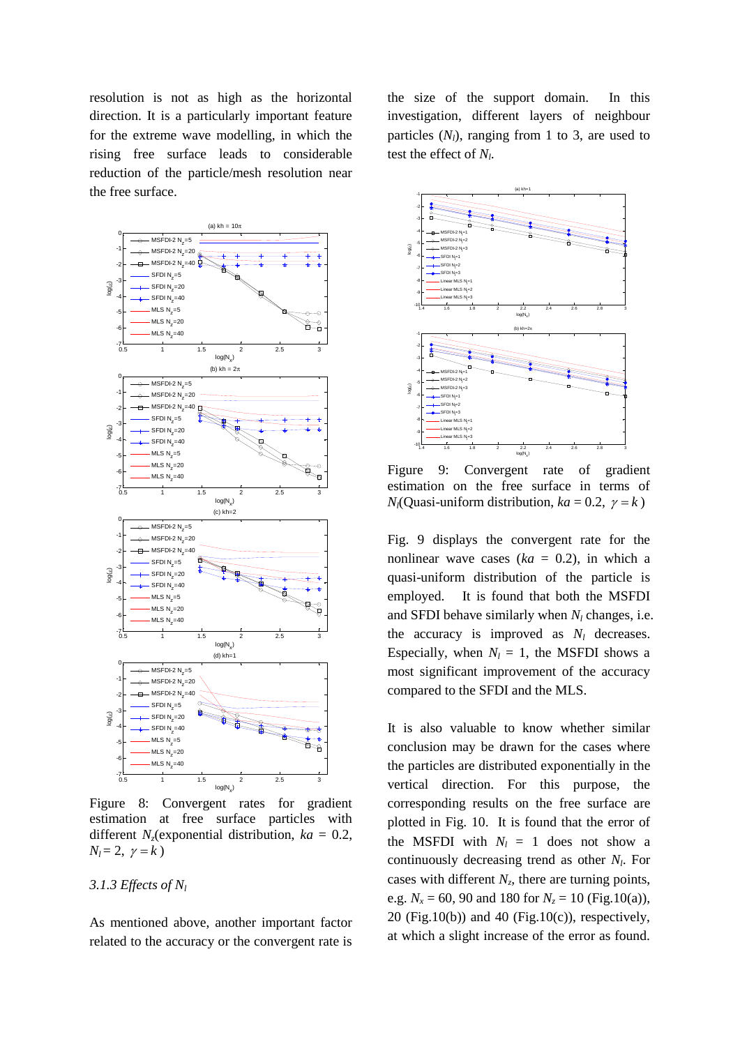resolution is not as high as the horizontal direction. It is a particularly important feature for the extreme wave modelling, in which the rising free surface leads to considerable reduction of the particle/mesh resolution near the free surface.

Figure 8: Convergent rates for gradient estimation at free surface particles with different $N_z$(exponential distribution, $ka$ = 0.2, $N_l = 2$, $\gamma = k$)

*3.1.3 Effects of $N_l$*

As mentioned above, another important factor related to the accuracy or the convergent rate is the size of the support domain. In this investigation, different layers of neighbour particles ($N_l$), ranging from 1 to 3, are used to test the effect of $N_l$.

Figure 9: Convergent rate of gradient estimation on the free surface in terms of $N_l$(Quasi-uniform distribution, $ka = 0.2$, $\gamma = k$)

Fig. 9 displays the convergent rate for the nonlinear wave cases ($ka$ = 0.2), in which a quasi-uniform distribution of the particle is employed. It is found that both the MSFDI and SFDI behave similarly when $N_l$ changes, i.e. the accuracy is improved as $N_l$ decreases. Especially, when $N_l$ = 1, the MSFDI shows a most significant improvement of the accuracy compared to the SFDI and the MLS.

It is also valuable to know whether similar conclusion may be drawn for the cases where the particles are distributed exponentially in the vertical direction. For this purpose, the corresponding results on the free surface are plotted in Fig. 10. It is found that the error of the MSFDI with $N_l$ = 1 does not show a continuously decreasing trend as other $N_l$. For cases with different $N_z$, there are turning points, e.g. $N_x$ = 60, 90 and 180 for $N_z$ = 10 (Fig.10(a)), 20 (Fig.10(b)) and 40 (Fig.10(c)), respectively, at which a slight increase of the error as found.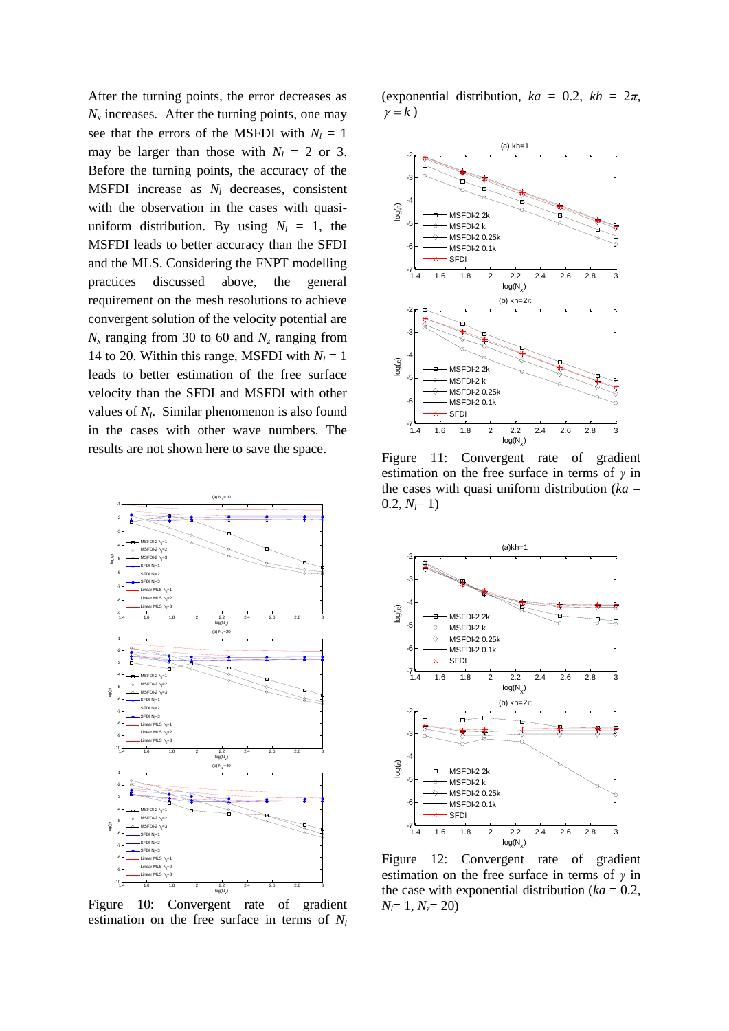After the turning points, the error decreases as $N_x$ increases. After the turning points, one may see that the errors of the MSFDI with $N_l$ = 1 may be larger than those with $N_l$ = 2 or 3. Before the turning points, the accuracy of the MSFDI increase as $N_l$ decreases, consistent with the observation in the cases with quasi-uniform distribution. By using $N_l$ = 1, the MSFDI leads to better accuracy than the SFDI and the MLS. Considering the FNPT modelling practices discussed above, the general requirement on the mesh resolutions to achieve convergent solution of the velocity potential are $N_x$ ranging from 30 to 60 and $N_z$ ranging from 14 to 20. Within this range, MSFDI with $N_l$ = 1 leads to better estimation of the free surface velocity than the SFDI and MSFDI with other values of $N_l$. Similar phenomenon is also found in the cases with other wave numbers. The results are not shown here to save the space.

Figure 10: Convergent rate of gradient estimation on the free surface in terms of $N_l$ (exponential distribution, $ka$ = 0.2, $kh$ = 2π, $\gamma = k$)

Figure 11: Convergent rate of gradient estimation on the free surface in terms of $\gamma$ in the cases with quasi uniform distribution ($ka$ = 0.2, $N_l$= 1)

Figure 12: Convergent rate of gradient estimation on the free surface in terms of $\gamma$ in the case with exponential distribution ($ka$ = 0.2, $N_l$= 1, $N_z$= 20)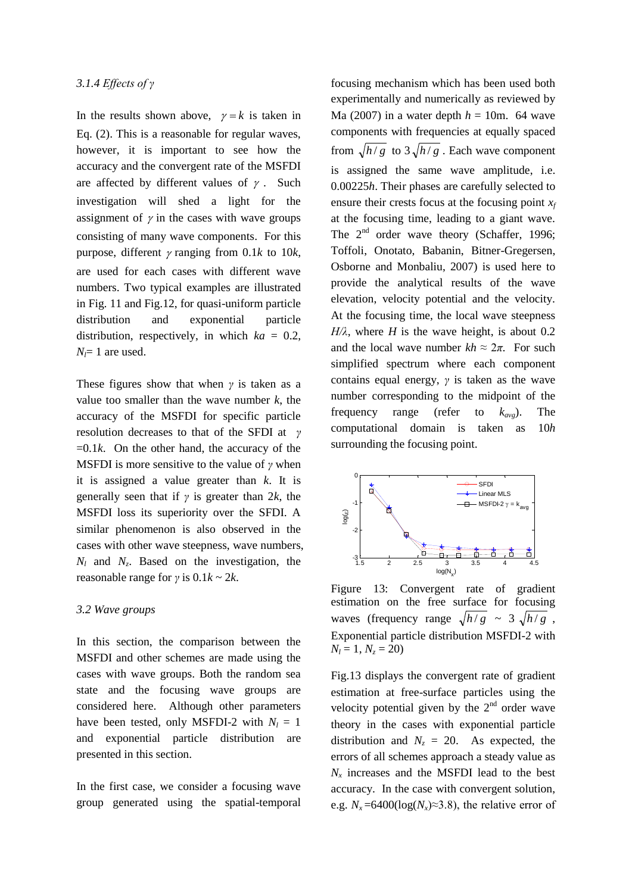### 3.1.4 Effects of $\gamma$

In the results shown above, $\gamma = k$ is taken in Eq. (2). This is a reasonable for regular waves, however, it is important to see how the accuracy and the convergent rate of the MSFDI are affected by different values of $\gamma$. Such investigation will shed a light for the assignment of $\gamma$ in the cases with wave groups consisting of many wave components. For this purpose, different $\gamma$ ranging from $0.1k$ to $10k$, are used for each cases with different wave numbers. Two typical examples are illustrated in Fig. 11 and Fig.12, for quasi-uniform particle distribution and exponential particle distribution, respectively, in which $ka = 0.2$, $N_l = 1$ are used.

These figures show that when $\gamma$ is taken as a value too smaller than the wave number $k$, the accuracy of the MSFDI for specific particle resolution decreases to that of the SFDI at $\gamma = 0.1k$. On the other hand, the accuracy of the MSFDI is more sensitive to the value of $\gamma$ when it is assigned a value greater than $k$. It is generally seen that if $\gamma$ is greater than $2k$, the MSFDI loss its superiority over the SFDI. A similar phenomenon is also observed in the cases with other wave steepness, wave numbers, $N_l$ and $N_z$. Based on the investigation, the reasonable range for $\gamma$ is $0.1k \sim 2k$.

### 3.2 Wave groups

In this section, the comparison between the MSFDI and other schemes are made using the cases with wave groups. Both the random sea state and the focusing wave groups are considered here. Although other parameters have been tested, only MSFDI-2 with $N_l = 1$ and exponential particle distribution are presented in this section.

In the first case, we consider a focusing wave group generated using the spatial-temporal focusing mechanism which has been used both experimentally and numerically as reviewed by Ma (2007) in a water depth $h = 10$m. 64 wave components with frequencies at equally spaced from $\sqrt{h/g}$ to $3\sqrt{h/g}$. Each wave component is assigned the same wave amplitude, i.e. $0.00225h$. Their phases are carefully selected to ensure their crests focus at the focusing point $x_f$ at the focusing time, leading to a giant wave. The 2nd order wave theory (Schaffer, 1996; Toffoli, Onotato, Babanin, Bitner-Gregersen, Osborne and Monbaliu, 2007) is used here to provide the analytical results of the wave elevation, velocity potential and the velocity. At the focusing time, the local wave steepness $H/\lambda$, where $H$ is the wave height, is about 0.2 and the local wave number $kh \approx 2\pi$. For such simplified spectrum where each component contains equal energy, $\gamma$ is taken as the wave number corresponding to the midpoint of the frequency range (refer to $k_{avg}$). The computational domain is taken as $10h$ surrounding the focusing point.

Figure 13: Convergent rate of gradient estimation on the free surface for focusing waves (frequency range $\sqrt{h/g} \sim 3\sqrt{h/g}$, Exponential particle distribution MSFDI-2 with $N_l = 1$, $N_z = 20$)

Fig.13 displays the convergent rate of gradient estimation at free-surface particles using the velocity potential given by the 2nd order wave theory in the cases with exponential particle distribution and $N_z = 20$. As expected, the errors of all schemes approach a steady value as $N_x$ increases and the MSFDI lead to the best accuracy. In the case with convergent solution, e.g. $N_x = 6400$ ($\log(N_x) \approx 3.8$), the relative error of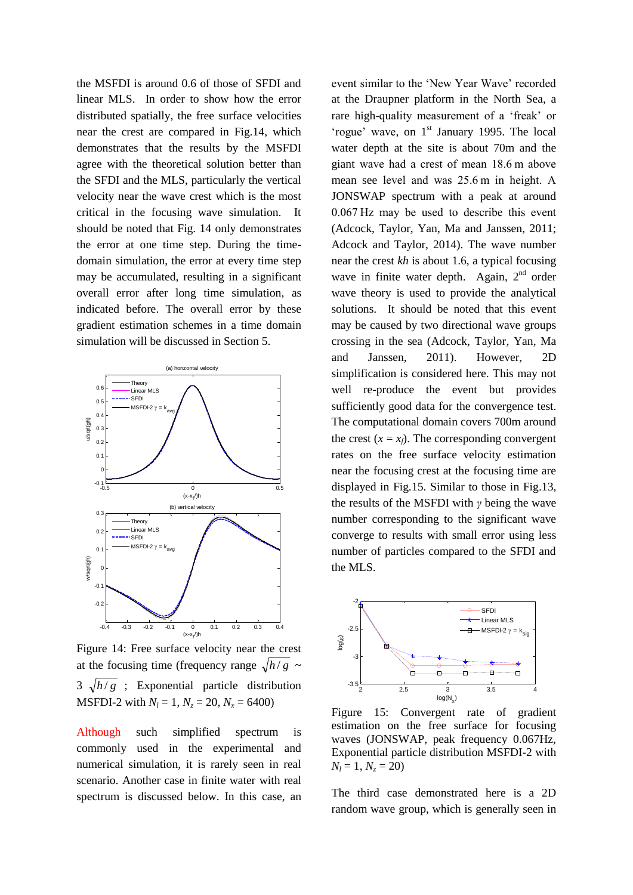the MSFDI is around 0.6 of those of SFDI and linear MLS. In order to show how the error distributed spatially, the free surface velocities near the crest are compared in Fig.14, which demonstrates that the results by the MSFDI agree with the theoretical solution better than the SFDI and the MLS, particularly the vertical velocity near the wave crest which is the most critical in the focusing wave simulation. It should be noted that Fig. 14 only demonstrates the error at one time step. During the time-domain simulation, the error at every time step may be accumulated, resulting in a significant overall error after long time simulation, as indicated before. The overall error by these gradient estimation schemes in a time domain simulation will be discussed in Section 5.

Figure 14: Free surface velocity near the crest at the focusing time (frequency range $\sqrt{h/g}$ ~ 3 $\sqrt{h/g}$ ; Exponential particle distribution MSFDI-2 with $N_l = 1$, $N_z = 20$, $N_x = 6400$)

Although such simplified spectrum is commonly used in the experimental and numerical simulation, it is rarely seen in real scenario. Another case in finite water with real spectrum is discussed below. In this case, an event similar to the 'New Year Wave' recorded at the Draupner platform in the North Sea, a rare high-quality measurement of a 'freak' or 'rogue' wave, on 1st January 1995. The local water depth at the site is about 70m and the giant wave had a crest of mean 18.6 m above mean see level and was 25.6 m in height. A JONSWAP spectrum with a peak at around 0.067 Hz may be used to describe this event (Adcock, Taylor, Yan, Ma and Janssen, 2011; Adcock and Taylor, 2014). The wave number near the crest $kh$ is about 1.6, a typical focusing wave in finite water depth. Again, 2nd order wave theory is used to provide the analytical solutions. It should be noted that this event may be caused by two directional wave groups crossing in the sea (Adcock, Taylor, Yan, Ma and Janssen, 2011). However, 2D simplification is considered here. This may not well re-produce the event but provides sufficiently good data for the convergence test. The computational domain covers 700m around the crest ($x = x_f$). The corresponding convergent rates on the free surface velocity estimation near the focusing crest at the focusing time are displayed in Fig.15. Similar to those in Fig.13, the results of the MSFDI with $\gamma$ being the wave number corresponding to the significant wave converge to results with small error using less number of particles compared to the SFDI and the MLS.

Figure 15: Convergent rate of gradient estimation on the free surface for focusing waves (JONSWAP, peak frequency 0.067Hz, Exponential particle distribution MSFDI-2 with $N_l = 1$, $N_z = 20$)

The third case demonstrated here is a 2D random wave group, which is generally seen in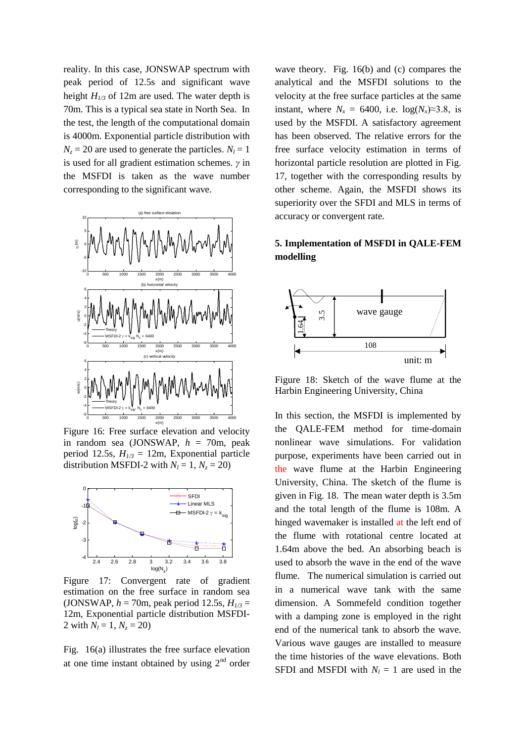reality. In this case, JONSWAP spectrum with peak period of 12.5s and significant wave height $H_{1/3}$ of 12m are used. The water depth is 70m. This is a typical sea state in North Sea. In the test, the length of the computational domain is 4000m. Exponential particle distribution with $N_z = 20$ are used to generate the particles. $N_l = 1$ is used for all gradient estimation schemes. $\gamma$ in the MSFDI is taken as the wave number corresponding to the significant wave.

Figure 16: Free surface elevation and velocity in random sea (JONSWAP, $h$ = 70m, peak period 12.5s, $H_{1/3}$ = 12m, Exponential particle distribution MSFDI-2 with $N_l = 1$, $N_z = 20$)

Figure 17: Convergent rate of gradient estimation on the free surface in random sea (JONSWAP, $h$ = 70m, peak period 12.5s, $H_{1/3}$ = 12m, Exponential particle distribution MSFDI-2 with $N_l = 1$, $N_z = 20$)

Fig. 16(a) illustrates the free surface elevation at one time instant obtained by using 2nd order wave theory. Fig. 16(b) and (c) compares the analytical and the MSFDI solutions to the velocity at the free surface particles at the same instant, where $N_x$ = 6400, i.e. $\log(N_x) \approx 3.8$, is used by the MSFDI. A satisfactory agreement has been observed. The relative errors for the free surface velocity estimation in terms of horizontal particle resolution are plotted in Fig. 17, together with the corresponding results by other scheme. Again, the MSFDI shows its superiority over the SFDI and MLS in terms of accuracy or convergent rate.

## 5. Implementation of MSFDI in QALE-FEM modelling

Figure 18: Sketch of the wave flume at the Harbin Engineering University, China

In this section, the MSFDI is implemented by the QALE-FEM method for time-domain nonlinear wave simulations. For validation purpose, experiments have been carried out in the wave flume at the Harbin Engineering University, China. The sketch of the flume is given in Fig. 18. The mean water depth is 3.5m and the total length of the flume is 108m. A hinged wavemaker is installed at the left end of the flume with rotational centre located at 1.64m above the bed. An absorbing beach is used to absorb the wave in the end of the wave flume. The numerical simulation is carried out in a numerical wave tank with the same dimension. A Sommefeld condition together with a damping zone is employed in the right end of the numerical tank to absorb the wave. Various wave gauges are installed to measure the time histories of the wave elevations. Both SFDI and MSFDI with $N_l = 1$ are used in the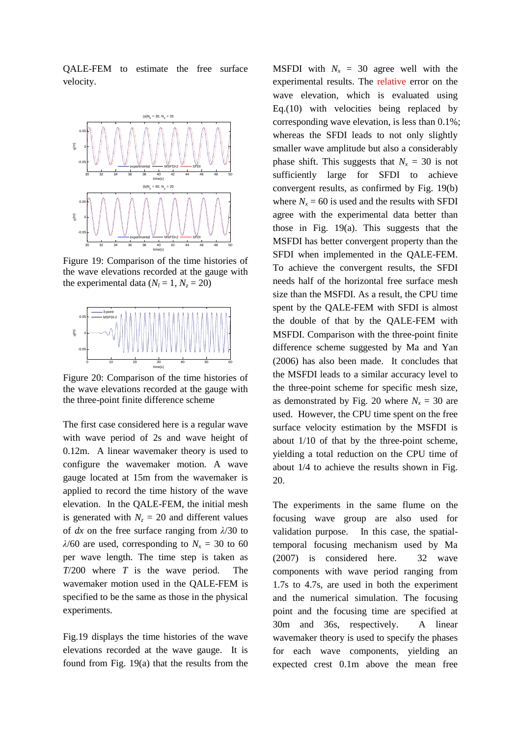QALE-FEM to estimate the free surface velocity.

Figure 19: Comparison of the time histories of the wave elevations recorded at the gauge with the experimental data ($N_l$ = 1, $N_z$ = 20)

Figure 20: Comparison of the time histories of the wave elevations recorded at the gauge with the three-point finite difference scheme

The first case considered here is a regular wave with wave period of 2s and wave height of 0.12m. A linear wavemaker theory is used to configure the wavemaker motion. A wave gauge located at 15m from the wavemaker is applied to record the time history of the wave elevation. In the QALE-FEM, the initial mesh is generated with $N_z$ = 20 and different values of $dx$ on the free surface ranging from $\lambda/30$ to $\lambda/60$ are used, corresponding to $N_x$ = 30 to 60 per wave length. The time step is taken as $T/200$ where $T$ is the wave period. The wavemaker motion used in the QALE-FEM is specified to be the same as those in the physical experiments.

Fig.19 displays the time histories of the wave elevations recorded at the wave gauge. It is found from Fig. 19(a) that the results from the MSFDI with $N_x$ = 30 agree well with the experimental results. The relative error on the wave elevation, which is evaluated using Eq.(10) with velocities being replaced by corresponding wave elevation, is less than 0.1%; whereas the SFDI leads to not only slightly smaller wave amplitude but also a considerably phase shift. This suggests that $N_x$ = 30 is not sufficiently large for SFDI to achieve convergent results, as confirmed by Fig. 19(b) where $N_x$ = 60 is used and the results with SFDI agree with the experimental data better than those in Fig. 19(a). This suggests that the MSFDI has better convergent property than the SFDI when implemented in the QALE-FEM. To achieve the convergent results, the SFDI needs half of the horizontal free surface mesh size than the MSFDI. As a result, the CPU time spent by the QALE-FEM with SFDI is almost the double of that by the QALE-FEM with MSFDI. Comparison with the three-point finite difference scheme suggested by Ma and Yan (2006) has also been made. It concludes that the MSFDI leads to a similar accuracy level to the three-point scheme for specific mesh size, as demonstrated by Fig. 20 where $N_x$ = 30 are used. However, the CPU time spent on the free surface velocity estimation by the MSFDI is about 1/10 of that by the three-point scheme, yielding a total reduction on the CPU time of about 1/4 to achieve the results shown in Fig. 20.

The experiments in the same flume on the focusing wave group are also used for validation purpose. In this case, the spatial-temporal focusing mechanism used by Ma (2007) is considered here. 32 wave components with wave period ranging from 1.7s to 4.7s, are used in both the experiment and the numerical simulation. The focusing point and the focusing time are specified at 30m and 36s, respectively. A linear wavemaker theory is used to specify the phases for each wave components, yielding an expected crest 0.1m above the mean free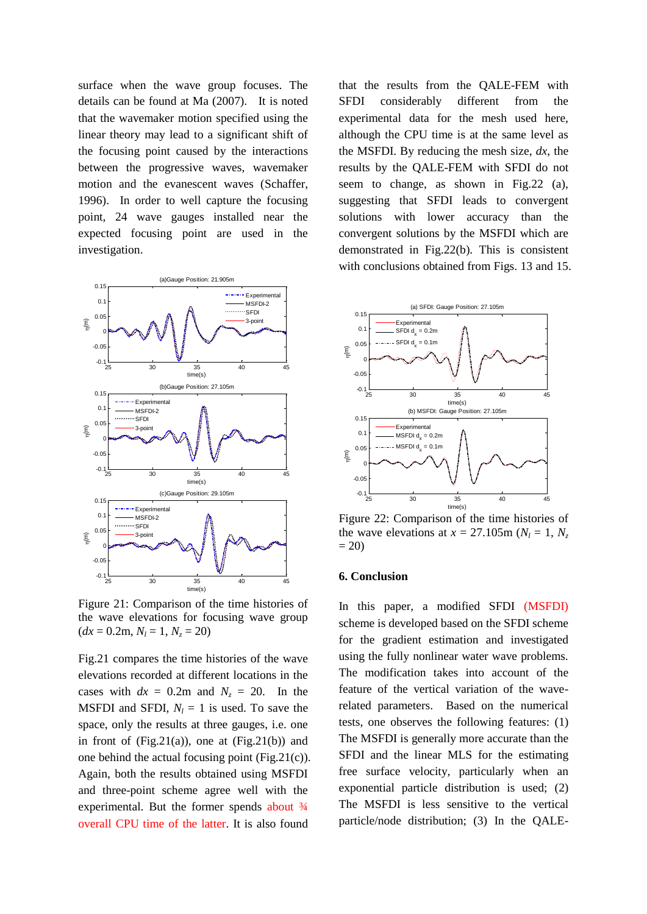surface when the wave group focuses. The details can be found at Ma (2007). It is noted that the wavemaker motion specified using the linear theory may lead to a significant shift of the focusing point caused by the interactions between the progressive waves, wavemaker motion and the evanescent waves (Schaffer, 1996). In order to well capture the focusing point, 24 wave gauges installed near the expected focusing point are used in the investigation.

Figure 21: Comparison of the time histories of the wave elevations for focusing wave group ($dx$ = 0.2m, $N_l$ = 1, $N_z$ = 20)

Fig.21 compares the time histories of the wave elevations recorded at different locations in the cases with $dx$ = 0.2m and $N_z$ = 20. In the MSFDI and SFDI, $N_l$ = 1 is used. To save the space, only the results at three gauges, i.e. one in front of (Fig.21(a)), one at (Fig.21(b)) and one behind the actual focusing point (Fig.21(c)). Again, both the results obtained using MSFDI and three-point scheme agree well with the experimental. But the former spends about ¾ overall CPU time of the latter. It is also found that the results from the QALE-FEM with SFDI considerably different from the experimental data for the mesh used here, although the CPU time is at the same level as the MSFDI. By reducing the mesh size, $dx$, the results by the QALE-FEM with SFDI do not seem to change, as shown in Fig.22 (a), suggesting that SFDI leads to convergent solutions with lower accuracy than the convergent solutions by the MSFDI which are demonstrated in Fig.22(b). This is consistent with conclusions obtained from Figs. 13 and 15.

Figure 22: Comparison of the time histories of the wave elevations at $x$ = 27.105m ($N_l$ = 1, $N_z$ = 20)

## 6. Conclusion

In this paper, a modified SFDI (MSFDI) scheme is developed based on the SFDI scheme for the gradient estimation and investigated using the fully nonlinear water wave problems. The modification takes into account of the feature of the vertical variation of the wave-related parameters. Based on the numerical tests, one observes the following features: (1) The MSFDI is generally more accurate than the SFDI and the linear MLS for the estimating free surface velocity, particularly when an exponential particle distribution is used; (2) The MSFDI is less sensitive to the vertical particle/node distribution; (3) In the QALE-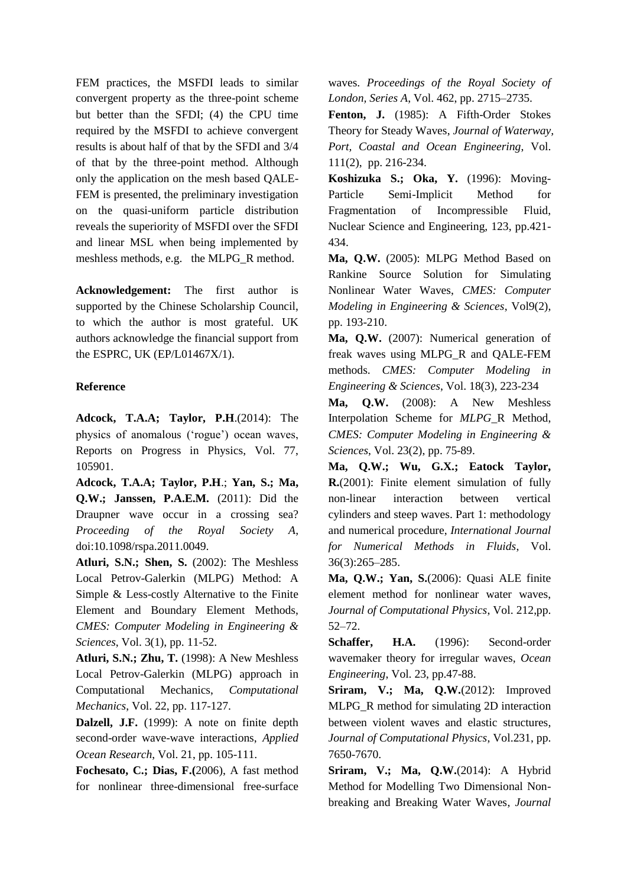FEM practices, the MSFDI leads to similar convergent property as the three-point scheme but better than the SFDI; (4) the CPU time required by the MSFDI to achieve convergent results is about half of that by the SFDI and 3/4 of that by the three-point method. Although only the application on the mesh based QALE-FEM is presented, the preliminary investigation on the quasi-uniform particle distribution reveals the superiority of MSFDI over the SFDI and linear MSL when being implemented by meshless methods, e.g. the MLPG_R method.

**Acknowledgement:** The first author is supported by the Chinese Scholarship Council, to which the author is most grateful. UK authors acknowledge the financial support from the ESPRC, UK (EP/L01467X/1).

**Reference**

**Adcock, T.A.A; Taylor, P.H**.(2014): The physics of anomalous ('rogue') ocean waves, Reports on Progress in Physics, Vol. 77, 105901.

**Adcock, T.A.A; Taylor, P.H**.; **Yan, S.; Ma, Q.W.; Janssen, P.A.E.M.** (2011): Did the Draupner wave occur in a crossing sea? *Proceeding of the Royal Society A*, doi:10.1098/rspa.2011.0049.

**Atluri, S.N.; Shen, S.** (2002): The Meshless Local Petrov-Galerkin (MLPG) Method: A Simple & Less-costly Alternative to the Finite Element and Boundary Element Methods, *CMES: Computer Modeling in Engineering & Sciences*, Vol. 3(1), pp. 11-52.

**Atluri, S.N.; Zhu, T.** (1998): A New Meshless Local Petrov-Galerkin (MLPG) approach in Computational Mechanics, *Computational Mechanics*, Vol. 22, pp. 117-127.

**Dalzell, J.F.** (1999): A note on finite depth second-order wave-wave interactions, *Applied Ocean Research*, Vol. 21, pp. 105-111.

**Fochesato, C.; Dias, F.(**2006), A fast method for nonlinear three-dimensional free-surface waves. *Proceedings of the Royal Society of London, Series A*, Vol. 462, pp. 2715–2735.

**Fenton, J.** (1985): A Fifth-Order Stokes Theory for Steady Waves, *Journal of Waterway, Port, Coastal and Ocean Engineering*, Vol. 111(2), pp. 216-234.

**Koshizuka S.; Oka, Y.** (1996): Moving-Particle Semi-Implicit Method for Fragmentation of Incompressible Fluid, Nuclear Science and Engineering, 123, pp.421-434.

**Ma, Q.W.** (2005): MLPG Method Based on Rankine Source Solution for Simulating Nonlinear Water Waves, *CMES: Computer Modeling in Engineering & Sciences*, Vol9(2), pp. 193-210.

**Ma, Q.W.** (2007): Numerical generation of freak waves using MLPG_R and QALE-FEM methods. *CMES: Computer Modeling in Engineering & Sciences*, Vol. 18(3), 223-234

**Ma, Q.W.** (2008): A New Meshless Interpolation Scheme for *MLPG*_R Method, *CMES: Computer Modeling in Engineering & Sciences*, Vol. 23(2), pp. 75-89.

**Ma, Q.W.; Wu, G.X.; Eatock Taylor, R.**(2001): Finite element simulation of fully non-linear interaction between vertical cylinders and steep waves. Part 1: methodology and numerical procedure, *International Journal for Numerical Methods in Fluids*, Vol. 36(3):265–285.

**Ma, Q.W.; Yan, S.**(2006): Quasi ALE finite element method for nonlinear water waves, *Journal of Computational Physics*, Vol. 212,pp. 52–72.

**Schaffer, H.A.** (1996): Second-order wavemaker theory for irregular waves, *Ocean Engineering*, Vol. 23, pp.47-88.

**Sriram, V.; Ma, Q.W.**(2012): Improved MLPG_R method for simulating 2D interaction between violent waves and elastic structures, *Journal of Computational Physics*, Vol.231, pp. 7650-7670.

**Sriram, V.; Ma, Q.W.**(2014): A Hybrid Method for Modelling Two Dimensional Non-breaking and Breaking Water Waves, *Journal*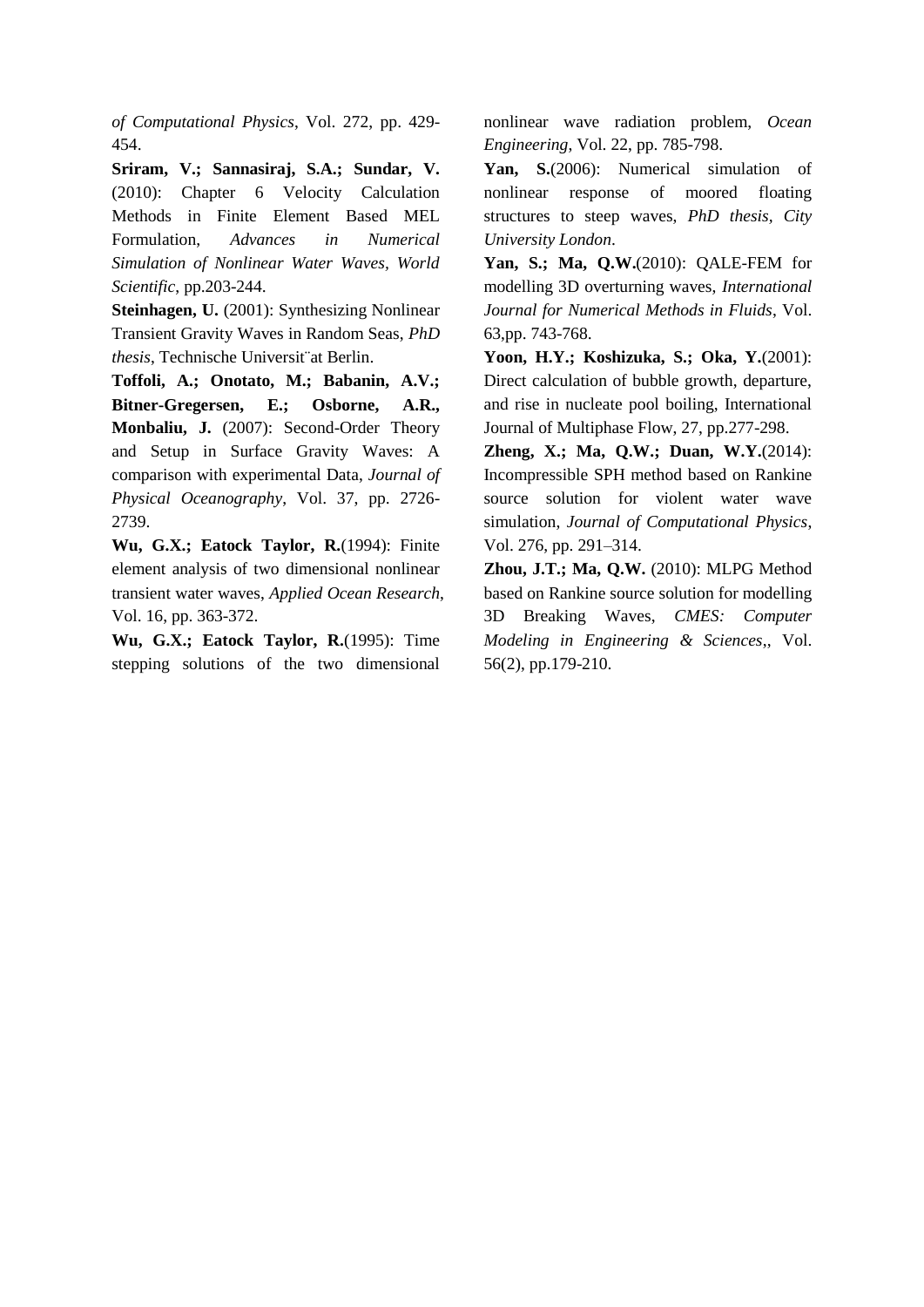*of Computational Physics*, Vol. 272, pp. 429-454.

**Sriram, V.; Sannasiraj, S.A.; Sundar, V.** (2010): Chapter 6 Velocity Calculation Methods in Finite Element Based MEL Formulation, *Advances in Numerical Simulation of Nonlinear Water Waves, World Scientific*, pp.203-244.

**Steinhagen, U.** (2001): Synthesizing Nonlinear Transient Gravity Waves in Random Seas, *PhD thesis*, Technische Universit¨at Berlin.

**Toffoli, A.; Onotato, M.; Babanin, A.V.; Bitner-Gregersen, E.; Osborne, A.R., Monbaliu, J.** (2007): Second-Order Theory and Setup in Surface Gravity Waves: A comparison with experimental Data, *Journal of Physical Oceanography*, Vol. 37, pp. 2726-2739.

**Wu, G.X.; Eatock Taylor, R.**(1994): Finite element analysis of two dimensional nonlinear transient water waves, *Applied Ocean Research*, Vol. 16, pp. 363-372.

**Wu, G.X.; Eatock Taylor, R.**(1995): Time stepping solutions of the two dimensional nonlinear wave radiation problem, *Ocean Engineering*, Vol. 22, pp. 785-798.

**Yan, S.**(2006): Numerical simulation of nonlinear response of moored floating structures to steep waves, *PhD thesis, City University London*.

**Yan, S.; Ma, Q.W.**(2010): QALE-FEM for modelling 3D overturning waves, *International Journal for Numerical Methods in Fluids*, Vol. 63,pp. 743-768.

**Yoon, H.Y.; Koshizuka, S.; Oka, Y.**(2001): Direct calculation of bubble growth, departure, and rise in nucleate pool boiling, International Journal of Multiphase Flow, 27, pp.277-298.

**Zheng, X.; Ma, Q.W.; Duan, W.Y.**(2014): Incompressible SPH method based on Rankine source solution for violent water wave simulation, *Journal of Computational Physics*, Vol. 276, pp. 291–314.

**Zhou, J.T.; Ma, Q.W.** (2010): MLPG Method based on Rankine source solution for modelling 3D Breaking Waves, *CMES: Computer Modeling in Engineering & Sciences*,, Vol. 56(2), pp.179-210.